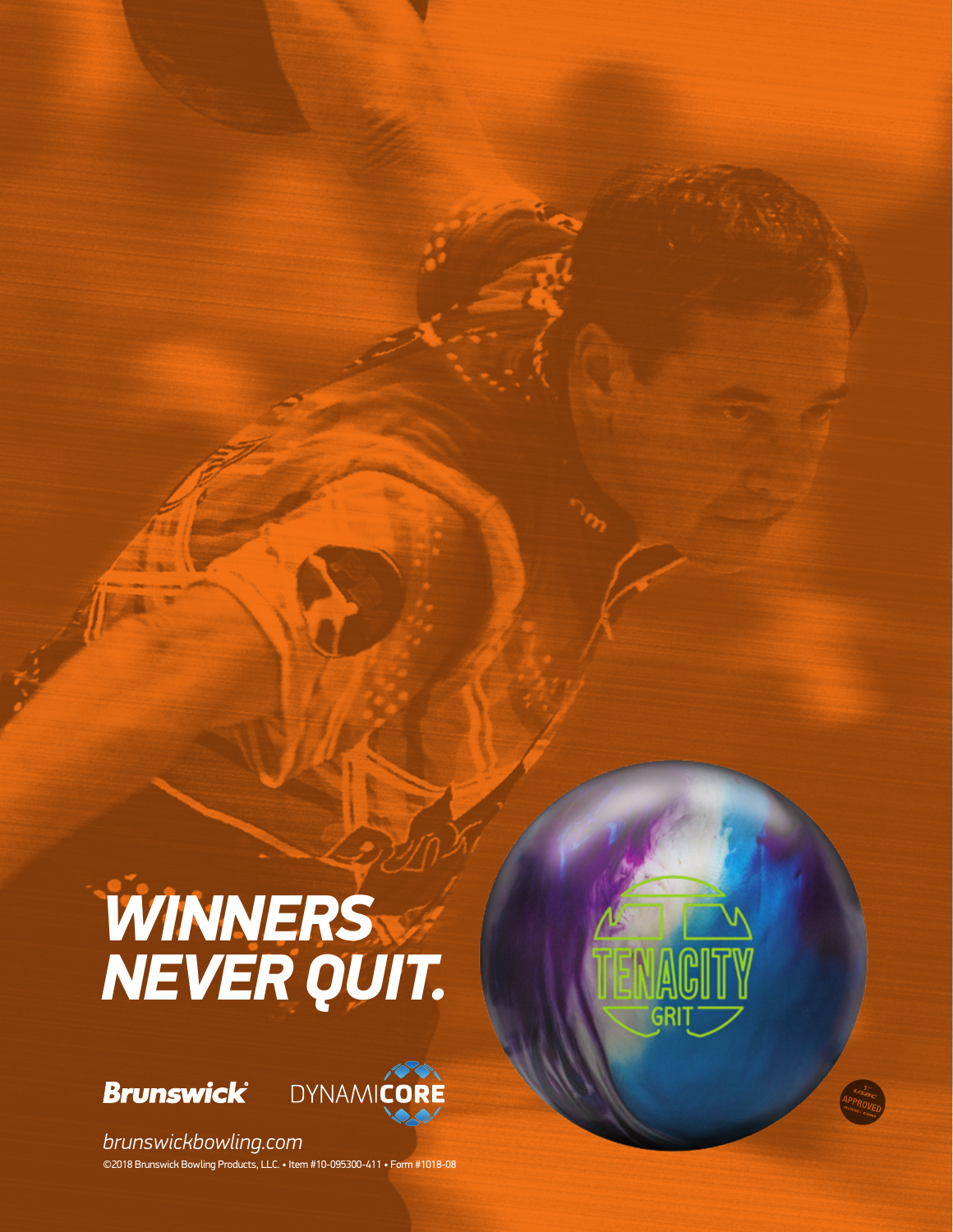# WINNERS NEVER QUIT.

Brunswick DYNAMICORE

TENACITY GRIT

*brunswickbowling.com*

©2018 Brunswick Bowling Products, LLC. • Item #10-095300-411 • Form #1018-08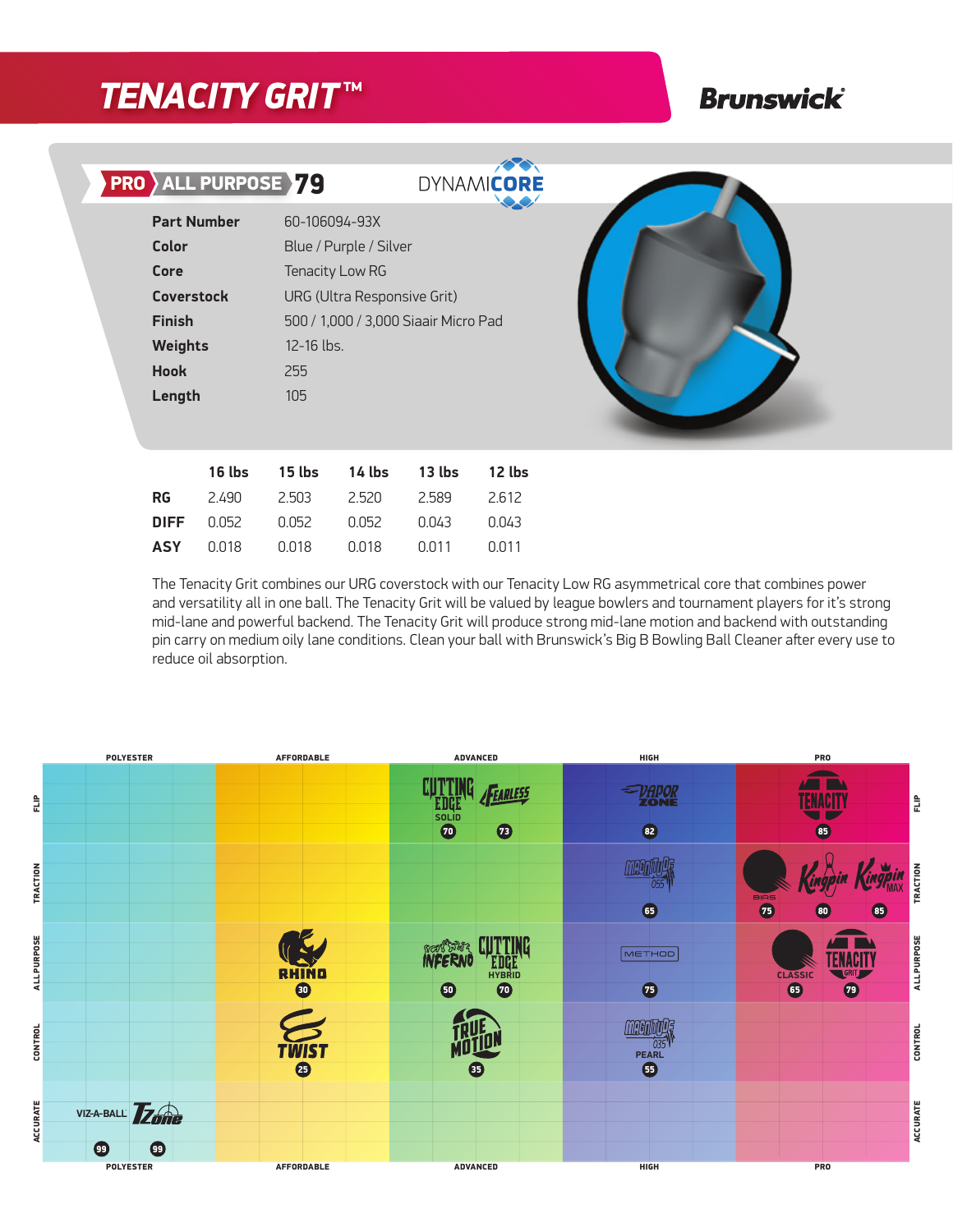# TENACITY GRIT™

Brunswick

PRO | ALL PURPOSE | 79

DYNAMICORE

| | |
|---|---|
| **Part Number** | 60-106094-93X |
| **Color** | Blue / Purple / Silver |
| **Core** | Tenacity Low RG |
| **Coverstock** | URG (Ultra Responsive Grit) |
| **Finish** | 500 / 1,000 / 3,000 Siaair Micro Pad |
| **Weights** | 12-16 lbs. |
| **Hook** | 255 |
| **Length** | 105 |

| | 16 lbs | 15 lbs | 14 lbs | 13 lbs | 12 lbs |
|---|---|---|---|---|---|
| **RG** | 2.490 | 2.503 | 2.520 | 2.589 | 2.612 |
| **DIFF** | 0.052 | 0.052 | 0.052 | 0.043 | 0.043 |
| **ASY** | 0.018 | 0.018 | 0.018 | 0.011 | 0.011 |

The Tenacity Grit combines our URG coverstock with our Tenacity Low RG asymmetrical core that combines power and versatility all in one ball. The Tenacity Grit will be valued by league bowlers and tournament players for it's strong mid-lane and powerful backend. The Tenacity Grit will produce strong mid-lane motion and backend with outstanding pin carry on medium oily lane conditions. Clean your ball with Brunswick's Big B Bowling Ball Cleaner after every use to reduce oil absorption.

POLYESTER | AFFORDABLE | ADVANCED | HIGH | PRO

FLIP: Cutting Edge Solid 70, Fearless 73, Vapor Zone 82, Tenacity 85

TRACTION: Magnitude 055 65, Bias 75, Kingpin 80, Kingpin Max 85

ALL PURPOSE: Rhino 30, Inferno 50, Cutting Edge Hybrid 70, Method 75, Classic 65, Tenacity Grit 79

CONTROL: Twist 25, True Motion 35, Magnitude 035 Pearl 55

ACCURATE: Viz-A-Ball 99, TZone 99